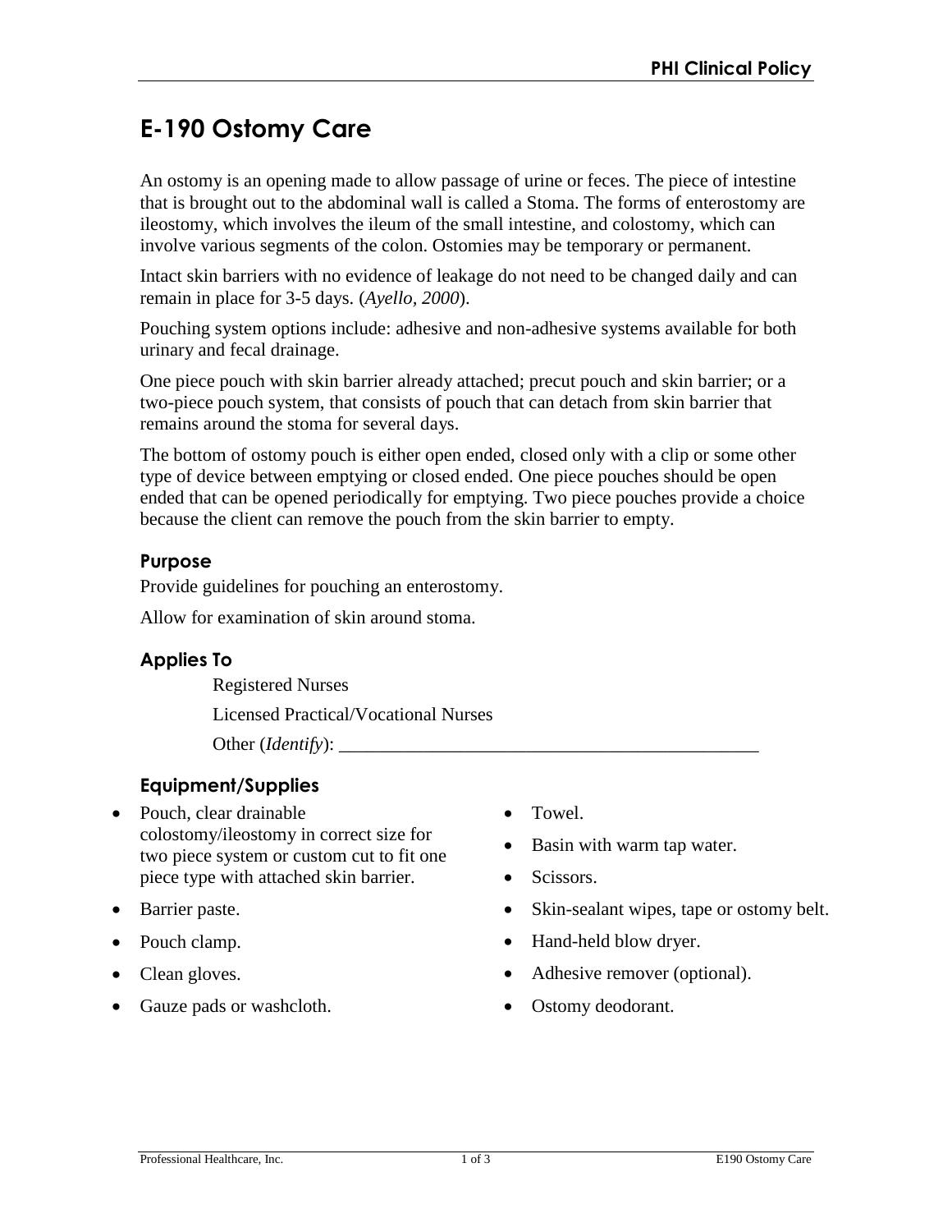# E-190 Ostomy Care

An ostomy is an opening made to allow passage of urine or feces. The piece of intestine that is brought out to the abdominal wall is called a Stoma. The forms of enterostomy are ileostomy, which involves the ileum of the small intestine, and colostomy, which can involve various segments of the colon. Ostomies may be temporary or permanent.

Intact skin barriers with no evidence of leakage do not need to be changed daily and can remain in place for 3-5 days. (*Ayello, 2000*).

Pouching system options include: adhesive and non-adhesive systems available for both urinary and fecal drainage.

One piece pouch with skin barrier already attached; precut pouch and skin barrier; or a two-piece pouch system, that consists of pouch that can detach from skin barrier that remains around the stoma for several days.

The bottom of ostomy pouch is either open ended, closed only with a clip or some other type of device between emptying or closed ended. One piece pouches should be open ended that can be opened periodically for emptying. Two piece pouches provide a choice because the client can remove the pouch from the skin barrier to empty.

## Purpose

Provide guidelines for pouching an enterostomy.

Allow for examination of skin around stoma.

## Applies To

Registered Nurses

Licensed Practical/Vocational Nurses

Other (*Identify*): _______________________________________________

## Equipment/Supplies

- Pouch, clear drainable colostomy/ileostomy in correct size for two piece system or custom cut to fit one piece type with attached skin barrier.
- Barrier paste.
- Pouch clamp.
- Clean gloves.
- Gauze pads or washcloth.
- Towel.
- Basin with warm tap water.
- Scissors.
- Skin-sealant wipes, tape or ostomy belt.
- Hand-held blow dryer.
- Adhesive remover (optional).
- Ostomy deodorant.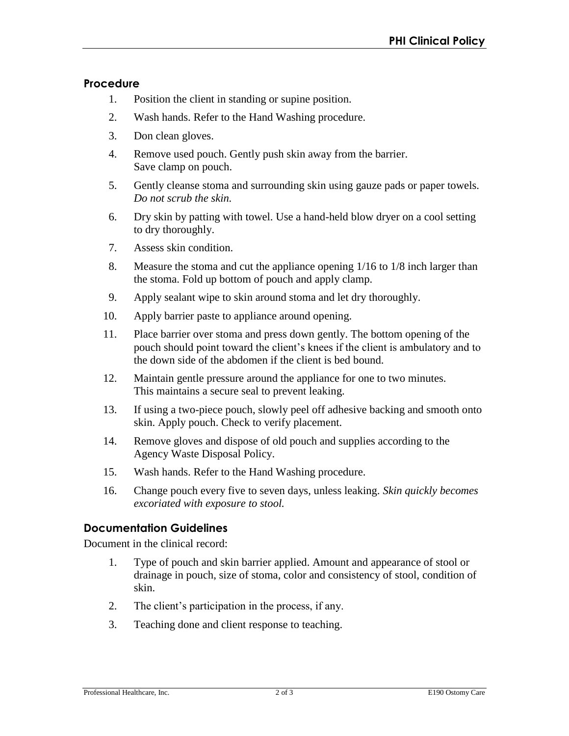## Procedure

1. Position the client in standing or supine position.
2. Wash hands. Refer to the Hand Washing procedure.
3. Don clean gloves.
4. Remove used pouch. Gently push skin away from the barrier. Save clamp on pouch.
5. Gently cleanse stoma and surrounding skin using gauze pads or paper towels. *Do not scrub the skin.*
6. Dry skin by patting with towel. Use a hand-held blow dryer on a cool setting to dry thoroughly.
7. Assess skin condition.
8. Measure the stoma and cut the appliance opening 1/16 to 1/8 inch larger than the stoma. Fold up bottom of pouch and apply clamp.
9. Apply sealant wipe to skin around stoma and let dry thoroughly.
10. Apply barrier paste to appliance around opening.
11. Place barrier over stoma and press down gently. The bottom opening of the pouch should point toward the client's knees if the client is ambulatory and to the down side of the abdomen if the client is bed bound.
12. Maintain gentle pressure around the appliance for one to two minutes. This maintains a secure seal to prevent leaking.
13. If using a two-piece pouch, slowly peel off adhesive backing and smooth onto skin. Apply pouch. Check to verify placement.
14. Remove gloves and dispose of old pouch and supplies according to the Agency Waste Disposal Policy.
15. Wash hands. Refer to the Hand Washing procedure.
16. Change pouch every five to seven days, unless leaking. *Skin quickly becomes excoriated with exposure to stool.*

## Documentation Guidelines

Document in the clinical record:

1. Type of pouch and skin barrier applied. Amount and appearance of stool or drainage in pouch, size of stoma, color and consistency of stool, condition of skin.
2. The client's participation in the process, if any.
3. Teaching done and client response to teaching.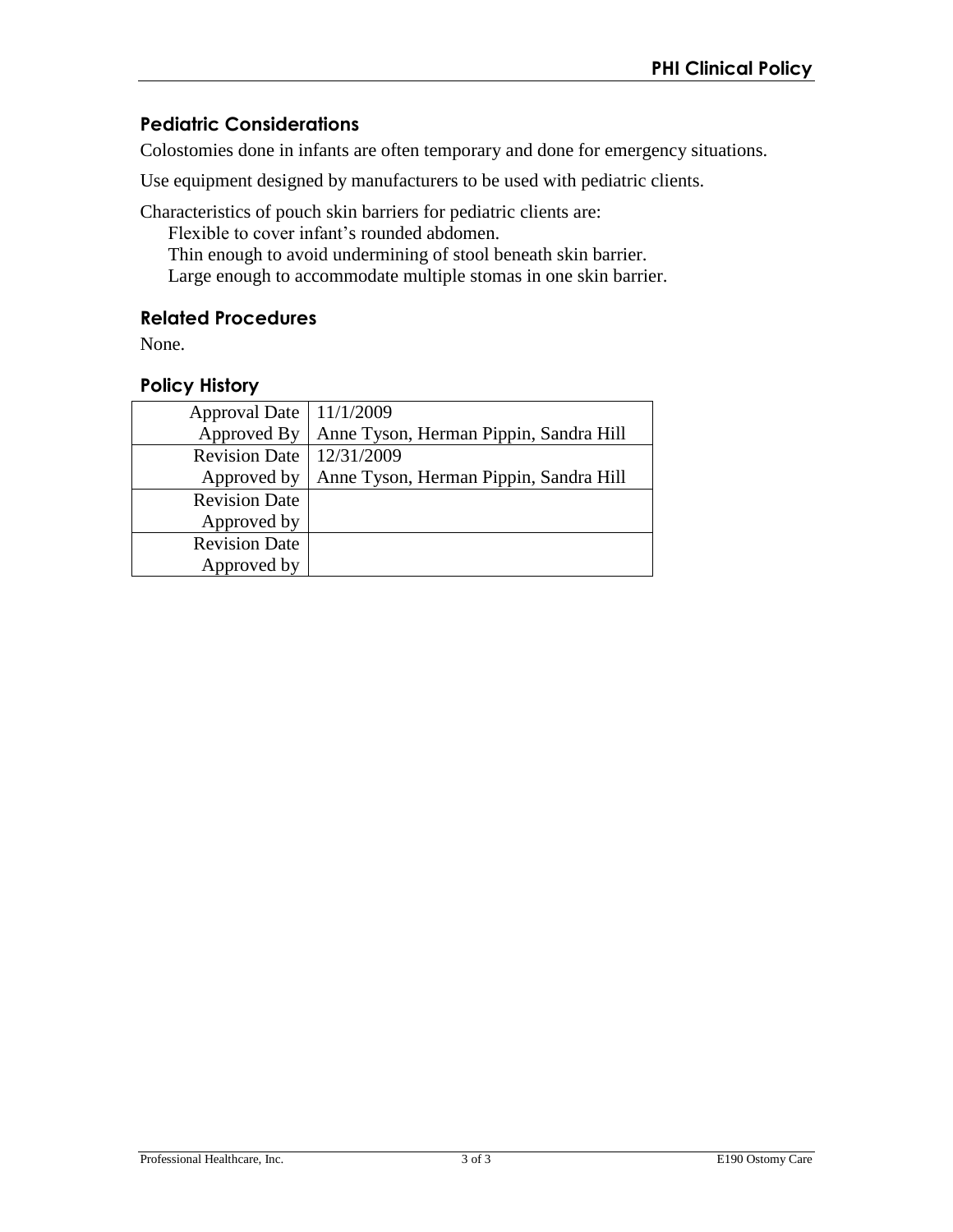## Pediatric Considerations

Colostomies done in infants are often temporary and done for emergency situations.

Use equipment designed by manufacturers to be used with pediatric clients.

Characteristics of pouch skin barriers for pediatric clients are:

- Flexible to cover infant's rounded abdomen.
- Thin enough to avoid undermining of stool beneath skin barrier.
- Large enough to accommodate multiple stomas in one skin barrier.

## Related Procedures

None.

## Policy History

| | |
|---|---|
| Approval Date | 11/1/2009 |
| Approved By | Anne Tyson, Herman Pippin, Sandra Hill |
| Revision Date | 12/31/2009 |
| Approved by | Anne Tyson, Herman Pippin, Sandra Hill |
| Revision Date | |
| Approved by | |
| Revision Date | |
| Approved by | |